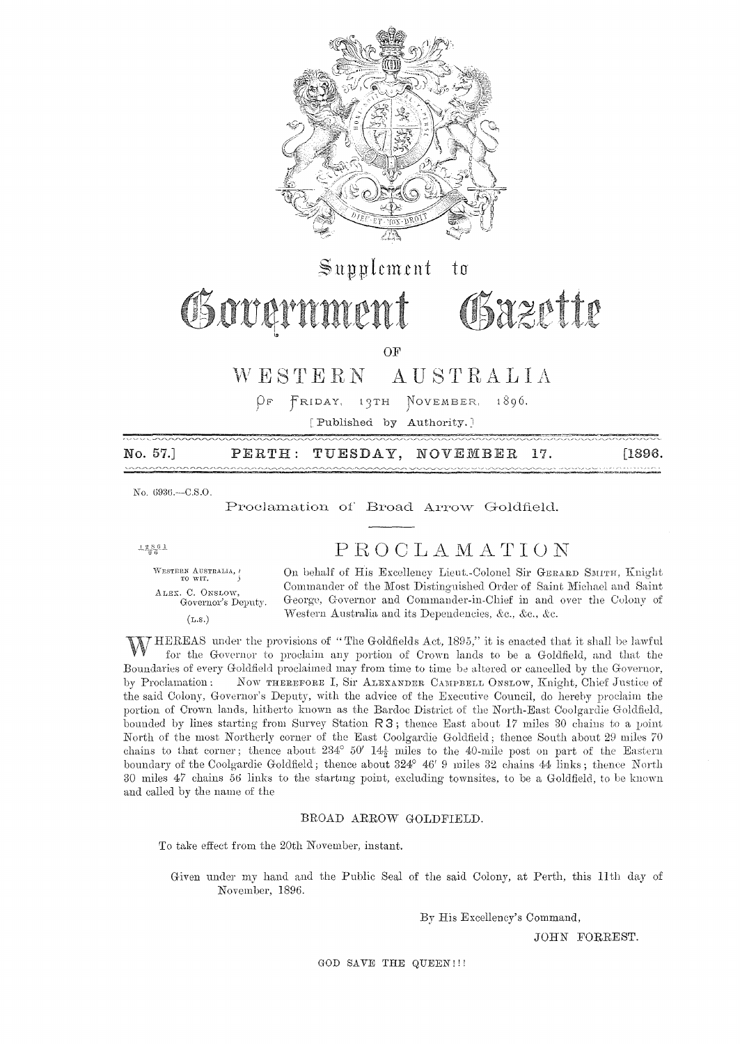# Supplement to

# Government Gazette

OF

# WESTERN AUSTRALIA

OF FRIDAY, 19TH NOVEMBER, 1896.

[Published by Authority.]

No. 57.] PERTH: TUESDAY, NOVEMBER 17. [1896.

No. 6936.—C.S.O.

## Proclamation of Broad Arrow Goldfield.

12861/96

## PROCLAMATION

WESTERN AUSTRALIA, } TO WIT.

ALEX. C. ONSLOW, Governor's Deputy.

(L.S.)

On behalf of His Excellency Lieut.-Colonel Sir GERARD SMITH, Knight Commander of the Most Distinguished Order of Saint Michael and Saint George, Governor and Commander-in-Chief in and over the Colony of Western Australia and its Dependencies, &c., &c., &c.

WHEREAS under the provisions of "The Goldfields Act, 1895," it is enacted that it shall be lawful for the Governor to proclaim any portion of Crown lands to be a Goldfield, and that the Boundaries of every Goldfield proclaimed may from time to time be altered or cancelled by the Governor, by Proclamation: NOW THEREFORE I, Sir ALEXANDER CAMPBELL ONSLOW, Knight, Chief Justice of the said Colony, Governor's Deputy, with the advice of the Executive Council, do hereby proclaim the portion of Crown lands, hitherto known as the Bardoc District of the North-East Coolgardie Goldfield, bounded by lines starting from Survey Station R3; thence East about 17 miles 30 chains to a point North of the most Northerly corner of the East Coolgardie Goldfield; thence South about 29 miles 70 chains to that corner; thence about 234° 50′ 14½ miles to the 40-mile post on part of the Eastern boundary of the Coolgardie Goldfield; thence about 324° 46′ 9 miles 32 chains 44 links; thence North 30 miles 47 chains 56 links to the starting point, excluding townsites, to be a Goldfield, to be known and called by the name of the

BROAD ARROW GOLDFIELD.

To take effect from the 20th November, instant.

Given under my hand and the Public Seal of the said Colony, at Perth, this 11th day of November, 1896.

By His Excellency's Command,

JOHN FORREST.

GOD SAVE THE QUEEN!!!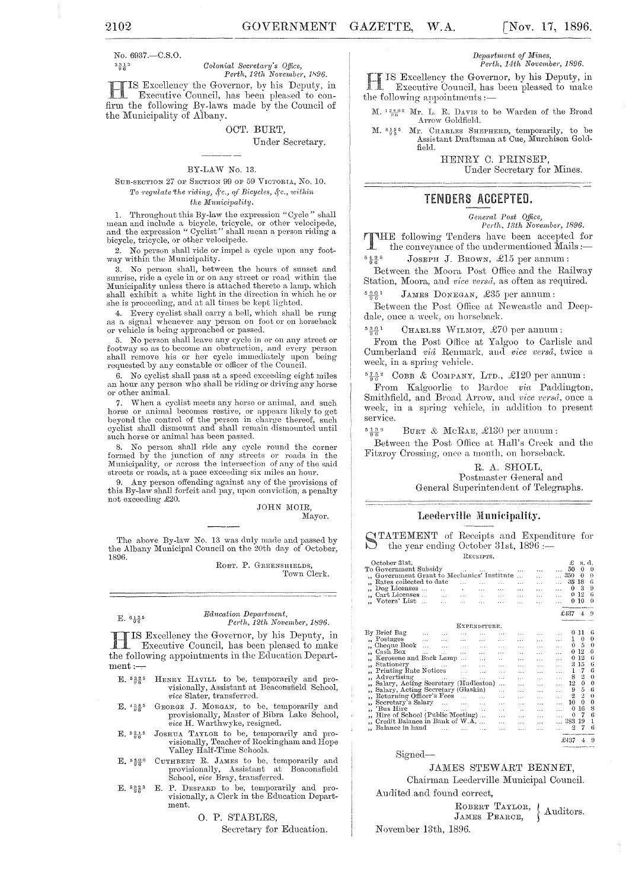No. 6937.—C.S.O.

3313/96

*Colonial Secretary's Office,*
*Perth, 12th November, 1896.*

HIS Excellency the Governor, by his Deputy, in Executive Council, has been pleased to confirm the following By-laws made by the Council of the Municipality of Albany.

OCT. BURT,
Under Secretary.

---

BY-LAW No. 13.

SUB-SECTION 27 OF SECTION 99 OF 59 VICTORIA, No. 10.

*To regulate the riding, &c., of Bicycles, &c., within the Municipality.*

1. Throughout this By-law the expression "Cycle" shall mean and include a bicycle, tricycle, or other velocipede, and the expression "Cyclist" shall mean a person riding a bicycle, tricycle, or other velocipede.

2. No person shall ride or impel a cycle upon any footway within the Municipality.

3. No person shall, between the hours of sunset and sunrise, ride a cycle in or on any street or road within the Municipality unless there is attached thereto a lamp, which shall exhibit a white light in the direction in which he or she is proceeding, and at all times be kept lighted.

4. Every cyclist shall carry a bell, which shall be rung as a signal whenever any person on foot or on horseback or vehicle is being approached or passed.

5. No person shall leave any cycle in or on any street or footway so as to become an obstruction, and every person shall remove his or her cycle immediately upon being requested by any constable or officer of the Council.

6. No cyclist shall pass at a speed exceeding eight miles an hour any person who shall be riding or driving any horse or other animal.

7. When a cyclist meets any horse or animal, and such horse or animal becomes restive, or appears likely to get beyond the control of the person in charge thereof, such cyclist shall dismount and shall remain dismounted until such horse or animal has been passed.

8. No person shall ride any cycle round the corner formed by the junction of any streets or roads in the Municipality, or across the intersection of any of the said streets or roads, at a pace exceeding six miles an hour.

9. Any person offending against any of the provisions of this By-law shall forfeit and pay, upon conviction, a penalty not exceeding £20.

JOHN MOIR,
Mayor.

---

The above By-law No. 13 was duly made and passed by the Albany Municipal Council on the 20th day of October, 1896.

ROBT. P. GREENSHIELDS,
Town Clerk.

---

E. 6135/96

*Education Department,*
*Perth, 12th November, 1896.*

HIS Excellency the Governor, by his Deputy, in Executive Council, has been pleased to make the following appointments in the Education Department:—

E. 5325/96 HENRY HAVILL to be, temporarily and provisionally, Assistant at Beaconsfield School, *vice* Slater, transferred.

E. 4585/96 GEORGE J. MORGAN, to be, temporarily and provisionally, Master of Bibra Lake School, *vice* H. Warthwyke, resigned.

E. 5218/96 JOSHUA TAYLOR to be, temporarily and provisionally, Teacher of Rockingham and Hope Valley Half-Time Schools.

E. 5800/96 CUTHBERT R. JAMES to be, temporarily and provisionally, Assistant at Beaconsfield School, *vice* Bray, transferred.

E. 5823/96 E. P. DESPARD to be, temporarily and provisionally, a Clerk in the Education Department.

O. P. STABLES,
Secretary for Education.

---

*Department of Mines,*
*Perth, 14th November, 1896.*

HIS Excellency the Governor, by his Deputy, in Executive Council, has been pleased to make the following appointments:—

M. 12802/96 Mr. L. R. DAVIS to be Warden of the Broad Arrow Goldfield.

M. 8155/95 Mr. CHARLES SHEPHERD, temporarily, to be Assistant Draftsman at Cue, Murchison Goldfield.

HENRY C. PRINSEP,
Under Secretary for Mines.

---

# TENDERS ACCEPTED.

*General Post Office,*
*Perth, 13th November, 1896.*

THE following Tenders have been accepted for the conveyance of the undermentioned Mails:—

5495/96 JOSEPH J. BROWN, £15 per annum:

Between the Moora Post Office and the Railway Station, Moora, and *vice versâ*, as often as required.

5901/96 JAMES DONEGAN, £35 per annum:

Between the Post Office at Newcastle and Deepdale, once a week, on horseback.

5301/96 CHARLES WILMOT, £70 per annum:

From the Post Office at Yalgoo to Carlisle and Cumberland *viâ* Renmark, and *vice versâ*, twice a week, in a spring vehicle.

5752/96 COBB & COMPANY, LTD., £120 per annum:

From Kalgoorlie to Bardoc *via* Paddington, Smithfield, and Broad Arrow, and *vice versâ*, once a week, in a spring vehicle, in addition to present service.

5139/96 BURT & MCRAE, £130 per annum:

Between the Post Office at Hall's Creek and the Fitzroy Crossing, once a month, on horseback.

R. A. SHOLL,
Postmaster General and
General Superintendent of Telegraphs.

---

## Leederville Municipality.

STATEMENT of Receipts and Expenditure for the year ending October 31st, 1896:—

RECEIPTS.

| | £ | s. | d. |
|---|---|---|---|
| October 31st. | | | |
| To Government Subsidy | 50 | 0 | 0 |
| „ Government Grant to Mechanics' Institute | 350 | 0 | 0 |
| „ Rates collected to date | 35 | 18 | 6 |
| „ Dog Licenses | 0 | 3 | 9 |
| „ Cart Licenses | 0 | 12 | 6 |
| „ Voters' List | 0 | 10 | 0 |
| | £437 | 4 | 9 |

EXPENDITURE.

| | £ | s. | d. |
|---|---|---|---|
| By Brief Bag | 0 | 11 | 6 |
| „ Postages | 1 | 0 | 0 |
| „ Cheque Book | 0 | 5 | 0 |
| „ Cash Box | 0 | 12 | 6 |
| „ Kerosene and Back Lamp | 0 | 12 | 6 |
| „ Stationery | 3 | 15 | 6 |
| „ Printing Rate Notices | 1 | 7 | 6 |
| „ Advertising | 8 | 2 | 0 |
| „ Salary, Acting Secretary (Hudleston) | 12 | 0 | 0 |
| „ Salary, Acting Secretary (Glaskin) | 9 | 5 | 6 |
| „ Returning Officer's Fees | 2 | 2 | 0 |
| „ Secretary's Salary | 10 | 0 | 0 |
| „ 'Bus Hire | 0 | 16 | 8 |
| „ Hire of School (Public Meeting) | 0 | 7 | 6 |
| „ Credit Balance in Bank of W.A. | 383 | 19 | 1 |
| „ Balance in hand | 2 | 7 | 6 |
| | £437 | 4 | 9 |

Signed—

JAMES STEWART BENNET,
Chairman Leederville Municipal Council.

Audited and found correct,

ROBERT TAYLOR, } Auditors.
JAMES PEARCE, }

November 13th, 1896.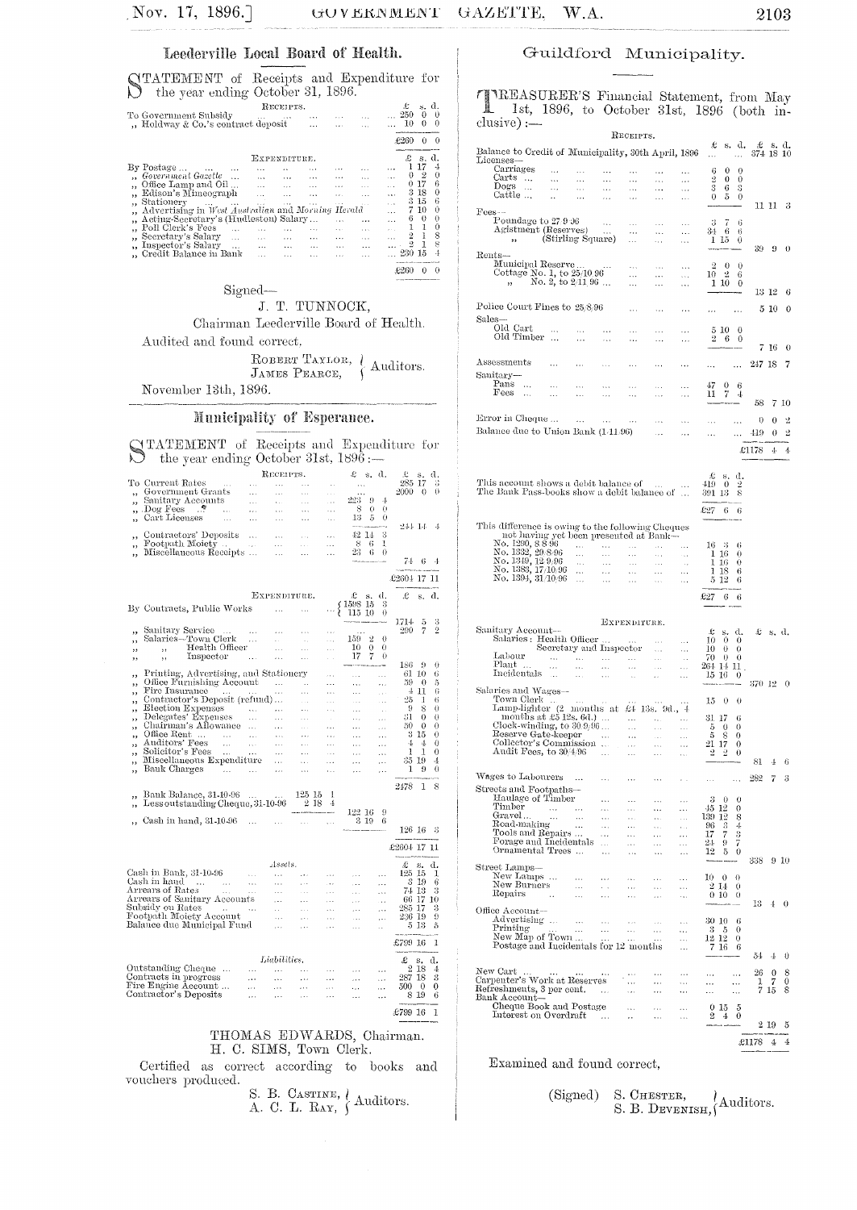## Leederville Local Board of Health.

STATEMENT of Receipts and Expenditure for the year ending October 31, 1896.

| Receipts. | £ s. d. |
|---|---|
| To Government Subsidy | 250 0 0 |
| " Holdway & Co.'s contract deposit | 10 0 0 |
| | £260 0 0 |

| Expenditure. | £ s. d. |
|---|---|
| By Postage | 1 17 4 |
| " *Government Gazette* | 0 2 0 |
| " Office Lamp and Oil | 0 17 6 |
| " Edison's Mimeograph | 3 18 0 |
| " Stationery | 3 15 6 |
| " Advertising in *West Australian* and *Morning Herald* | 7 10 0 |
| " Acting-Secretary's (Hudleston) Salary | 6 0 0 |
| " Poll Clerk's Fees | 1 1 0 |
| " Secretary's Salary | 2 1 8 |
| " Inspector's Salary | 2 1 8 |
| " Credit Balance in Bank | 230 15 4 |
| | £260 0 0 |

Signed—

J. T. TUNNOCK,

Chairman Leederville Board of Health.

Audited and found correct.

ROBERT TAYLOR, JAMES PEARCE, } Auditors.

November 13th, 1896.

## Municipality of Esperance.

STATEMENT of Receipts and Expenditure for the year ending October 31st, 1896:—

| Receipts. | £ s. d. | £ s. d. |
|---|---|---|
| To Current Rates | | 285 17 3 |
| " Government Grants | | 2000 0 0 |
| " Sanitary Accounts | 223 9 4 | |
| " Dog Fees | 8 0 0 | |
| " Cart Licenses | 13 5 0 | |
| | | 244 14 4 |
| " Contractors' Deposits | 42 14 3 | |
| " Footpath Moiety | 8 6 1 | |
| " Miscellaneous Receipts | 23 6 0 | |
| | | 74 6 4 |
| | | £2604 17 11 |

| Expenditure. | £ s. d. | £ s. d. |
|---|---|---|
| By Contracts, Public Works | 1598 15 3 / 115 10 0 | |
| | | 1714 5 3 |
| " Sanitary Service | | 290 7 2 |
| " Salaries—Town Clerk | 159 2 0 | |
| " " Health Officer | 10 0 0 | |
| " " Inspector | 17 7 0 | |
| | | 186 9 0 |
| " Printing, Advertising, and Stationery | | 61 10 6 |
| " Office Furnishing Account | | 39 0 5 |
| " Fire Insurance | | 4 11 6 |
| " Contractor's Deposit (refund) | | 25 1 6 |
| " Election Expenses | | 9 8 0 |
| " Delegates' Expenses | | 31 0 0 |
| " Chairman's Allowance | | 50 0 0 |
| " Office Rent | | 3 15 0 |
| " Auditors' Fees | | 4 4 0 |
| " Solicitor's Fees | | 1 1 0 |
| " Miscellaneous Expenditure | | 35 19 4 |
| " Bank Charges | | 1 9 0 |
| | | 2478 1 8 |
| " Bank Balance, 31-10-96 ... 125 15 1; " Less outstanding Cheque, 31-10-96 ... 2 18 4 | 122 16 9 | |
| " Cash in hand, 31-10-96 | 3 19 6 | |
| | | 126 16 3 |
| | | £2604 17 11 |

| *Assets.* | £ s. d. |
|---|---|
| Cash in Bank, 31-10-96 | 125 15 1 |
| Cash in hand | 3 19 6 |
| Arrears of Rates | 74 13 3 |
| Arrears of Sanitary Accounts | 66 17 10 |
| Subsidy on Rates | 285 17 3 |
| Footpath Moiety Account | 236 19 9 |
| Balance due Municipal Fund | 5 13 5 |
| | £799 16 1 |

| *Liabilities.* | £ s. d. |
|---|---|
| Outstanding Cheque | 2 18 4 |
| Contracts in progress | 287 18 3 |
| Fire Engine Account | 500 0 0 |
| Contractor's Deposits | 8 19 6 |
| | £799 16 1 |

THOMAS EDWARDS, Chairman.
H. C. SIMS, Town Clerk.

Certified as correct according to books and vouchers produced.

S. B. CASTINE, A. C. L. RAY, } Auditors.

## Guildford Municipality.

TREASURER'S Financial Statement, from May 1st, 1896, to October 31st, 1896 (both inclusive):—

| Receipts. | £ s. d. | £ s. d. |
|---|---|---|
| Balance to Credit of Municipality, 30th April, 1896 | | 374 18 10 |
| Licenses— | | |
| Carriages | 6 0 0 | |
| Carts | 2 0 0 | |
| Dogs | 3 6 3 | |
| Cattle | 0 5 0 | |
| | | 11 11 3 |
| Fees— | | |
| Poundage to 27/9/96 | 3 7 6 | |
| Agistment (Reserves) | 34 6 6 | |
| " (Stirling Square) | 1 15 0 | |
| | | 39 9 0 |
| Rents— | | |
| Municipal Reserve | 2 0 0 | |
| Cottage No. 1, to 25/10/96 | 10 2 6 | |
| " No. 2, to 2/11/96 | 1 10 0 | |
| | | 13 12 6 |
| Police Court Fines to 25/8/96 | | 5 10 0 |
| Sales— | | |
| Old Cart | 5 10 0 | |
| Old Timber | 2 6 0 | |
| | | 7 16 0 |
| Assessments | | 247 18 7 |
| Sanitary— | | |
| Pans | 47 0 6 | |
| Fees | 11 7 4 | |
| | | 58 7 10 |
| Error in Cheque | | 0 0 2 |
| Balance due to Union Bank (1/11/96) | | 419 0 2 |
| | | £1178 4 4 |

| | £ s. d. |
|---|---|
| This account shows a debit balance of | 419 0 2 |
| The Bank Pass-books show a debit balance of | 391 13 8 |
| | £27 6 6 |
| This difference is owing to the following Cheques not having yet been presented at Bank— | |
| No. 1290, 8/8/96 | 16 3 6 |
| No. 1332, 29/8/96 | 1 16 0 |
| No. 1349, 12/9/96 | 1 16 0 |
| No. 1383, 17/10/96 | 1 18 6 |
| No. 1394, 31/10/96 | 5 12 6 |
| | £27 6 6 |

| Expenditure. | £ s. d. | £ s. d. |
|---|---|---|
| Sanitary Account— | | |
| Salaries: Health Officer | 10 0 0 | |
| Secretary and Inspector | 10 0 0 | |
| Labour | 70 0 0 | |
| Plant | 264 14 11 | |
| Incidentals | 15 16 0 | |
| | | 370 12 0 |
| Salaries and Wages— | | |
| Town Clerk | 15 0 0 | |
| Lamp-lighter (2 months at £4 13s. 9d., 4 months at £5 12s. 6d.) | 31 17 6 | |
| Clock-winding, to 30/9/96 | 5 0 0 | |
| Reserve Gate-keeper | 5 8 0 | |
| Collector's Commission | 21 17 0 | |
| Audit Fees, to 30/4/96 | 2 2 0 | |
| | | 81 4 6 |
| Wages to Labourers | | 282 7 3 |
| Streets and Footpaths— | | |
| Haulage of Timber | 3 0 0 | |
| Timber | 45 12 0 | |
| Gravel | 139 12 8 | |
| Road-making | 96 3 4 | |
| Tools and Repairs | 17 7 3 | |
| Forage and Incidentals | 24 9 7 | |
| Ornamental Trees | 12 5 0 | |
| | | 338 9 10 |
| Street Lamps— | | |
| New Lamps | 10 0 0 | |
| New Burners | 2 14 0 | |
| Repairs | 0 10 0 | |
| | | 13 4 0 |
| Office Account— | | |
| Advertising | 30 10 6 | |
| Printing | 3 5 0 | |
| New Map of Town | 12 12 0 | |
| Postage and Incidentals for 12 months | 7 16 6 | |
| | | 54 4 0 |
| New Cart | | 26 0 8 |
| Carpenter's Work at Reserves | | 1 7 0 |
| Refreshments, 3 per cent. | | 7 15 8 |
| Bank Account— | | |
| Cheque Book and Postage | 0 15 5 | |
| Interest on Overdraft | 2 4 0 | |
| | | 2 19 5 |
| | | £1178 4 4 |

Examined and found correct,

(Signed) S. CHESTER, S. B. DEVENISH, } Auditors.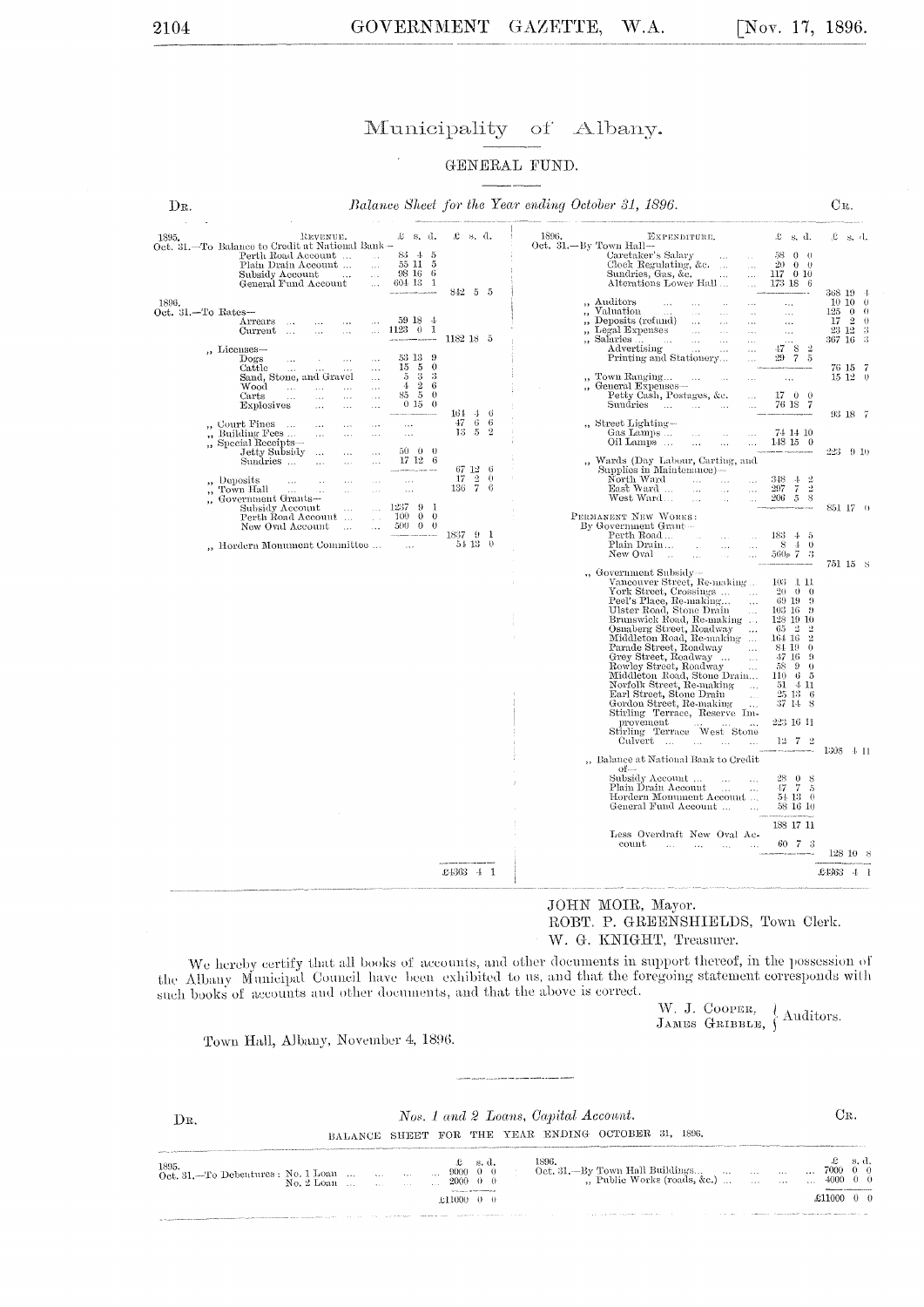# Municipality of Albany.

## GENERAL FUND.

*Balance Sheet for the Year ending October 31, 1896.*

**Dr.**

| | | £ s. d. | £ s. d. |
|---|---|---|---|
| 1895. | REVENUE. | | |
| Oct. 31.—To Balance to Credit at National Bank— | | | |
| | Perth Road Account ... | 83 4 5 | |
| | Plain Drain Account ... | 55 11 5 | |
| | Subsidy Account ... | 98 16 6 | |
| | General Fund Account ... | 604 13 1 | |
| | | | 842 5 5 |
| 1896. | | | |
| Oct. 31.—To Rates— | | | |
| | Arrears ... | 59 18 4 | |
| | Current ... | 1123 0 1 | |
| | | | 1182 18 5 |
| ,, Licenses— | | | |
| | Dogs ... | 53 13 9 | |
| | Cattle ... | 15 5 0 | |
| | Sand, Stone, and Gravel ... | 5 3 3 | |
| | Wood ... | 4 2 6 | |
| | Carts ... | 85 5 0 | |
| | Explosives ... | 0 15 0 | |
| | | | 164 4 6 |
| ,, Court Fines ... | | ... | 47 6 6 |
| ,, Building Fees ... | | ... | 13 5 2 |
| ,, Special Receipts— | | | |
| | Jetty Subsidy ... | 50 0 0 | |
| | Sundries ... | 17 12 6 | |
| | | | 67 12 6 |
| ,, Deposits ... | | ... | 17 2 0 |
| ,, Town Hall ... | | ... | 136 7 6 |
| ,, Government Grants— | | | |
| | Subsidy Account ... | 1237 9 1 | |
| | Perth Road Account ... | 100 0 0 | |
| | New Oval Account ... | 500 0 0 | |
| | | | 1837 9 1 |
| ,, Hordern Monument Committee ... | | ... | 54 13 0 |
| | | | £4363 4 1 |

**Cr.**

| | | £ s. d. | £ s. d. |
|---|---|---|---|
| 1896. | EXPENDITURE. | | |
| Oct. 31.—By Town Hall— | | | |
| | Caretaker's Salary ... | 58 0 0 | |
| | Clock Regulating, &c. ... | 20 0 0 | |
| | Sundries, Gas, &c. ... | 117 0 10 | |
| | Alterations Lower Hall ... | 173 18 6 | |
| | | | 368 19 4 |
| ,, Auditors ... | | ... | 10 10 0 |
| ,, Valuation ... | | ... | 125 0 0 |
| ,, Deposits (refund) ... | | ... | 17 2 0 |
| ,, Legal Expenses ... | | ... | 23 12 3 |
| ,, Salaries ... | | ... | 367 16 3 |
| | Advertising ... | 47 8 2 | |
| | Printing and Stationery... | 29 7 5 | |
| | | | 76 15 7 |
| ,, Town Ranging... | | ... | 15 12 0 |
| ,, General Expenses— | | | |
| | Petty Cash, Postages, &c. ... | 17 0 0 | |
| | Sundries ... | 76 18 7 | |
| | | | 93 18 7 |
| ,, Street Lighting— | | | |
| | Gas Lamps ... | 74 14 10 | |
| | Oil Lamps ... | 148 15 0 | |
| | | | 223 9 10 |
| ,, Wards (Day Labour, Carting, and Supplies in Maintenance)— | | | |
| | North Ward ... | 348 4 2 | |
| | East Ward ... | 297 7 2 | |
| | West Ward... | 206 5 8 | |
| | | | 851 17 0 |
| PERMANENT NEW WORKS: | | | |
| By Government Grant— | | | |
| | Perth Road... | 183 4 5 | |
| | Plain Drain... | 8 4 0 | |
| | New Oval ... | 560 7 3 | |
| | | | 751 15 8 |
| ,, Government Subsidy— | | | |
| | Vancouver Street, Re-making ... | 103 1 11 | |
| | York Street, Crossings ... | 20 0 0 | |
| | Peel's Place, Re-making... | 69 19 9 | |
| | Ulster Road, Stone Drain ... | 103 16 9 | |
| | Brunswick Road, Re-making ... | 128 19 10 | |
| | Osnaburg Street, Roadway ... | 65 2 2 | |
| | Middleton Road, Re-making ... | 164 16 2 | |
| | Parade Street, Roadway ... | 84 19 0 | |
| | Grey Street, Roadway ... | 47 16 9 | |
| | Rowley Street, Roadway ... | 58 9 0 | |
| | Middleton Road, Stone Drain... | 110 6 5 | |
| | Norfolk Street, Re-making ... | 51 4 11 | |
| | Earl Street, Stone Drain ... | 25 13 6 | |
| | Gordon Street, Re-making ... | 37 14 8 | |
| | Stirling Terrace, Reserve Improvement ... | 223 16 11 | |
| | Stirling Terrace West Stone Culvert ... | 12 7 2 | |
| | | | 1308 4 11 |
| ,, Balance at National Bank to Credit of— | | | |
| | Subsidy Account ... | 28 0 8 | |
| | Plain Drain Account ... | 47 7 5 | |
| | Hordern Monument Account ... | 54 13 0 | |
| | General Fund Account ... | 58 16 10 | |
| | | 188 17 11 | |
| | Less Overdraft New Oval Account ... | 60 7 3 | |
| | | | 128 10 8 |
| | | | £4363 4 1 |

JOHN MOIR, Mayor.
ROBT. P. GREENSHIELDS, Town Clerk.
W. G. KNIGHT, Treasurer.

We hereby certify that all books of accounts, and other documents in support thereof, in the possession of the Albany Municipal Council have been exhibited to us, and that the foregoing statement corresponds with such books of accounts and other documents, and that the above is correct.

W. J. COOPER, }
JAMES GRIBBLE, } Auditors.

Town Hall, Albany, November 4, 1896.

---

*Nos. 1 and 2 Loans, Capital Account.*

BALANCE SHEET FOR THE YEAR ENDING OCTOBER 31, 1896.

**Dr.**

| | | £ s. d. |
|---|---|---|
| 1895. | | |
| Oct. 31.—To Debentures: | No. 1 Loan ... | 9000 0 0 |
| | No. 2 Loan ... | 2000 0 0 |
| | | £11000 0 0 |

**Cr.**

| | £ s. d. |
|---|---|
| 1896. | |
| Oct. 31.—By Town Hall Buildings... | 7000 0 0 |
| ,, Public Works (roads, &c.) ... | 4000 0 0 |
| | £11000 0 0 |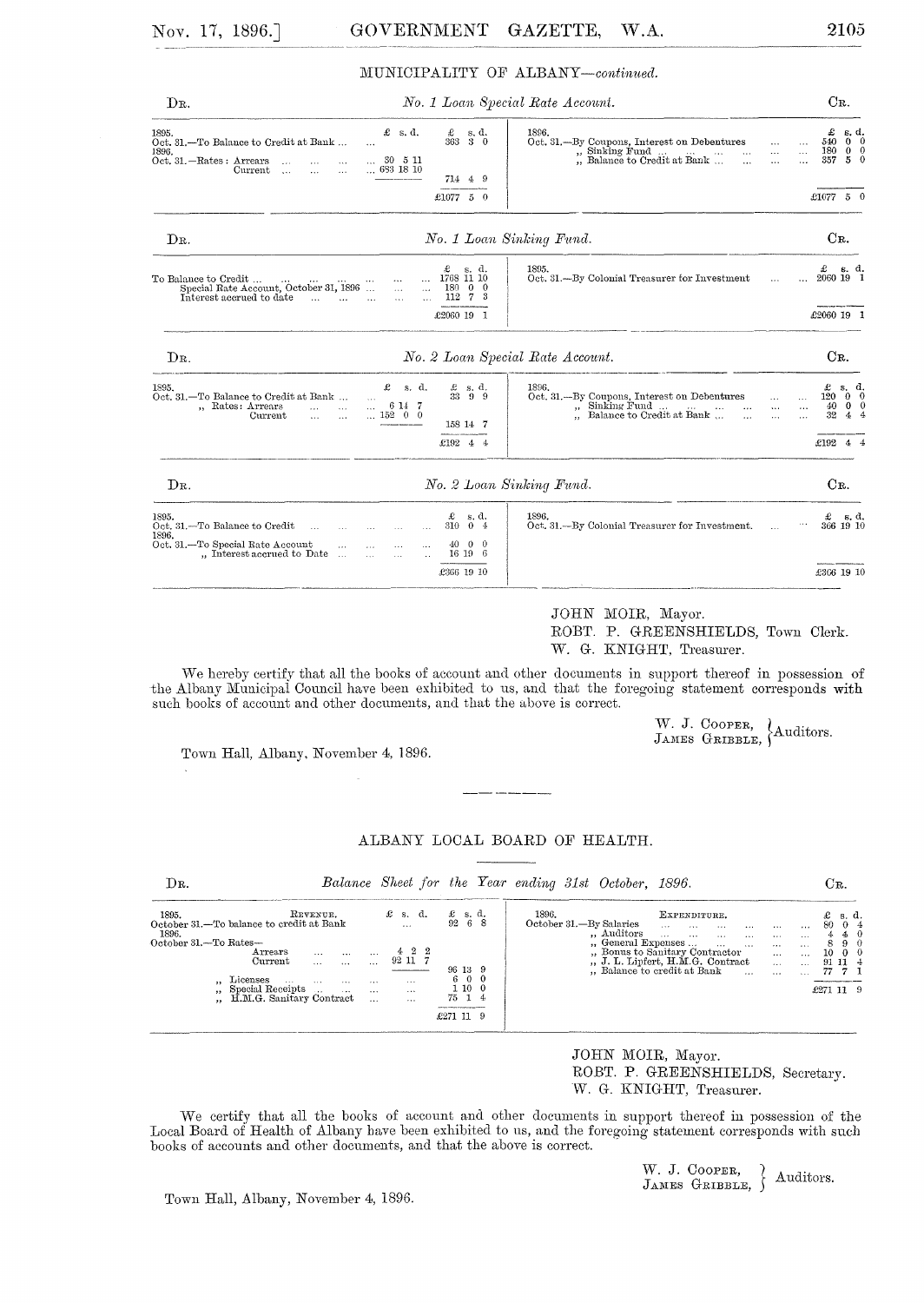## MUNICIPALITY OF ALBANY—*continued.*

### *No. 1 Loan Special Rate Account.*

| Dr. | £ s. d. | £ s. d. | Cr. | £ s. d. |
|---|---|---|---|---|
| 1895. Oct. 31.—To Balance to Credit at Bank ... | ... | 363 3 0 | 1896. Oct. 31.—By Coupons, Interest on Debentures ... ... | 540 0 0 |
| 1896. Oct. 31.—Rates: Arrears ... ... ... | 30 5 11 | | ,, Sinking Fund ... ... ... ... | 180 0 0 |
| Current ... ... ... | 683 18 10 | | ,, Balance to Credit at Bank ... ... ... | 357 5 0 |
| | | 714 4 9 | | |
| | | £1077 5 0 | | £1077 5 0 |

### *No. 1 Loan Sinking Fund.*

| Dr. | £ s. d. | Cr. | £ s. d. |
|---|---|---|---|
| To Balance to Credit ... ... ... ... ... ... | 1768 11 10 | 1895. Oct. 31.—By Colonial Treasurer for Investment ... ... | 2060 19 1 |
| Special Rate Account, October 31, 1896 ... ... | 180 0 0 | | |
| Interest accrued to date ... ... ... ... | 112 7 3 | | |
| | £2060 19 1 | | £2060 19 1 |

### *No. 2 Loan Special Rate Account.*

| Dr. | £ s. d. | £ s. d. | Cr. | £ s. d. |
|---|---|---|---|---|
| 1895. Oct. 31.—To Balance to Credit at Bank ... | ... | 33 9 9 | 1896. Oct. 31.—By Coupons, Interest on Debentures ... ... | 120 0 0 |
| ,, Rates: Arrears ... ... ... | 6 14 7 | | ,, Sinking Fund ... ... ... ... | 40 0 0 |
| Current ... ... ... | 152 0 0 | | ,, Balance to Credit at Bank ... ... ... | 32 4 4 |
| | | 158 14 7 | | |
| | | £192 4 4 | | £192 4 4 |

### *No. 2 Loan Sinking Fund.*

| Dr. | £ s. d. | Cr. | £ s. d. |
|---|---|---|---|
| 1895. Oct. 31.—To Balance to Credit ... ... ... ... ... | 310 0 4 | 1896. Oct. 31.—By Colonial Treasurer for Investment. ... | 366 19 10 |
| 1896. Oct. 31.—To Special Rate Account ... ... ... ... | 40 0 0 | | |
| ,, Interest accrued to Date ... ... ... | 16 19 6 | | |
| | £366 19 10 | | £366 19 10 |

JOHN MOIR, Mayor.
ROBT. P. GREENSHIELDS, Town Clerk.
W. G. KNIGHT, Treasurer.

We hereby certify that all the books of account and other documents in support thereof in possession of the Albany Municipal Council have been exhibited to us, and that the foregoing statement corresponds with such books of account and other documents, and that the above is correct.

W. J. COOPER,
JAMES GRIBBLE, Auditors.

Town Hall, Albany, November 4, 1896.

---

## ALBANY LOCAL BOARD OF HEALTH.

### *Balance Sheet for the Year ending 31st October, 1896.*

| Dr. REVENUE. | £ s. d. | £ s. d. | Cr. EXPENDITURE. | £ s. d. |
|---|---|---|---|---|
| 1895. October 31.—To balance to credit at Bank | ... | 92 6 8 | 1896. October 31.—By Salaries ... ... ... ... | 80 0 4 |
| 1896. October 31.—To Rates— | | | ,, Auditors ... ... ... ... ... | 4 4 0 |
| Arrears ... ... ... | 4 2 2 | | ,, General Expenses ... ... ... ... | 8 9 0 |
| Current ... ... ... | 92 11 7 | | ,, Bonus to Sanitary Contractor ... ... | 10 0 0 |
| | | 96 13 9 | ,, J. L. Lipfert, H.M.G. Contract ... ... | 91 11 4 |
| ,, Licenses ... ... ... | ... | 6 0 0 | ,, Balance to credit at Bank ... ... ... | 77 7 1 |
| ,, Special Receipts ... ... ... | ... | 1 10 0 | | |
| ,, H.M.G. Sanitary Contract ... | ... | 75 1 4 | | |
| | | £271 11 9 | | £271 11 9 |

JOHN MOIR, Mayor.
ROBT. P. GREENSHIELDS, Secretary.
W. G. KNIGHT, Treasurer.

We certify that all the books of account and other documents in support thereof in possession of the Local Board of Health of Albany have been exhibited to us, and the foregoing statement corresponds with such books of accounts and other documents, and that the above is correct.

W. J. COOPER,
JAMES GRIBBLE, Auditors.

Town Hall, Albany, November 4, 1896.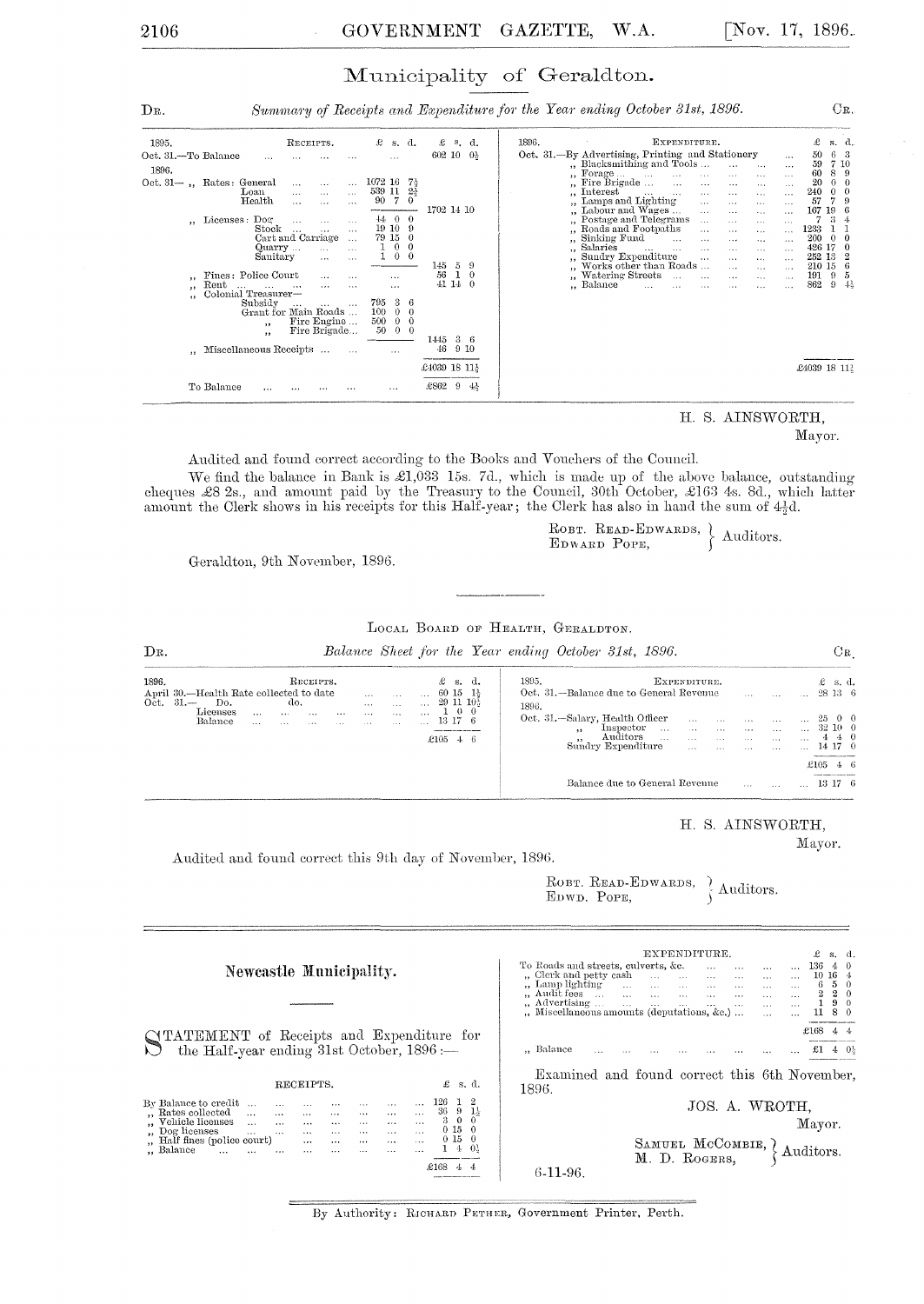# Municipality of Geraldton.

Dr. *Summary of Receipts and Expenditure for the Year ending October 31st, 1896.* Cr.

| Receipts. | £ s. d. | £ s. d. | Expenditure. | £ s. d. |
|---|---|---|---|---|
| 1895. | | | 1896. | |
| Oct. 31.—To Balance ... | ... | 602 10 0½ | Oct. 31.—By Advertising, Printing and Stationery ... | 50 6 3 |
| 1896. | | | ,, Blacksmithing and Tools ... | 59 7 10 |
| Oct. 31— ,, Rates: General ... | 1072 16 7½ | | ,, Forage ... | 60 8 9 |
| Loan ... | 539 11 2½ | | ,, Fire Brigade ... | 20 0 0 |
| Health ... | 90 7 0 | | ,, Interest ... | 240 0 0 |
| | | 1702 14 10 | ,, Lamps and Lighting ... | 57 7 9 |
| ,, Licenses: Dog ... | 44 0 0 | | ,, Labour and Wages ... | 167 19 6 |
| Stock ... | 19 10 9 | | ,, Postage and Telegrams ... | 7 3 4 |
| Cart and Carriage ... | 79 15 0 | | ,, Roads and Footpaths ... | 1233 1 1 |
| Quarry ... | 1 0 0 | | ,, Sinking Fund ... | 200 0 0 |
| Sanitary ... | 1 0 0 | | ,, Salaries ... | 426 17 0 |
| | | 145 5 9 | ,, Sundry Expenditure ... | 252 13 2 |
| ,, Fines: Police Court ... | ... | 56 1 0 | ,, Works other than Roads ... | 210 15 6 |
| ,, Rent ... | ... | 41 14 0 | ,, Watering Streets ... | 191 9 5 |
| ,, Colonial Treasurer— | | | ,, Balance ... | 862 9 4½ |
| Subsidy ... | 795 3 6 | | | |
| Grant for Main Roads ... | 100 0 0 | | | |
| ,, Fire Engine ... | 500 0 0 | | | |
| ,, Fire Brigade... | 50 0 0 | | | |
| | | 1445 3 6 | | |
| ,, Miscellaneous Receipts ... | ... | 46 9 10 | | |
| | | £4039 18 11½ | | £4039 18 11½ |
| To Balance ... | ... | £862 9 4½ | | |

H. S. AINSWORTH,
Mayor.

Audited and found correct according to the Books and Vouchers of the Council.

We find the balance in Bank is £1,033 15s. 7d., which is made up of the above balance, outstanding cheques £8 2s., and amount paid by the Treasury to the Council, 30th October, £163 4s. 8d., which latter amount the Clerk shows in his receipts for this Half-year; the Clerk has also in hand the sum of 4½d.

Robt. Read-Edwards,
Edward Pope,
} Auditors.

Geraldton, 9th November, 1896.

---

## Local Board of Health, Geraldton.

Dr. *Balance Sheet for the Year ending October 31st, 1896.* Cr.

| Receipts. | £ s. d. | Expenditure. | £ s. d. |
|---|---|---|---|
| 1896. | | 1895. | |
| April 30.—Health Rate collected to date ... | 60 15 1½ | Oct. 31.—Balance due to General Revenue ... | 28 13 6 |
| Oct. 31.— Do. do. ... | 29 11 10½ | 1896. | |
| Licenses ... | 1 0 0 | Oct. 31.—Salary, Health Officer ... | 25 0 0 |
| Balance ... | 13 17 6 | ,, Inspector ... | 32 10 0 |
| | | ,, Auditors ... | 4 4 0 |
| | | Sundry Expenditure ... | 14 17 0 |
| | £105 4 6 | | £105 4 6 |
| | | Balance due to General Revenue ... | 13 17 6 |

H. S. AINSWORTH,
Mayor.

Audited and found correct this 9th day of November, 1896.

Robt. Read-Edwards,
Edwd. Pope,
} Auditors.

---

## Newcastle Municipality.

STATEMENT of Receipts and Expenditure for the Half-year ending 31st October, 1896:—

| Receipts. | £ s. d. |
|---|---|
| By Balance to credit ... | 126 1 2 |
| ,, Rates collected ... | 36 9 1½ |
| ,, Vehicle licenses ... | 3 0 0 |
| ,, Dog licenses ... | 0 15 0 |
| ,, Half fines (police court) ... | 0 15 0 |
| ,, Balance ... | 1 4 0½ |
| | £168 4 4 |

| Expenditure. | £ s. d. |
|---|---|
| To Roads and streets, culverts, &c. ... | 136 4 0 |
| ,, Clerk and petty cash ... | 10 16 4 |
| ,, Lamp lighting ... | 6 5 0 |
| ,, Audit fees ... | 2 2 0 |
| ,, Advertising ... | 1 9 0 |
| ,, Miscellaneous amounts (deputations, &c.) ... | 11 8 0 |
| | £168 4 4 |
| ,, Balance ... | £1 4 0½ |

Examined and found correct this 6th November, 1896.

JOS. A. WROTH,
Mayor.

Samuel McCombie,
M. D. Rogers,
} Auditors.

6-11-96.

---

By Authority: Richard Pether, Government Printer, Perth.